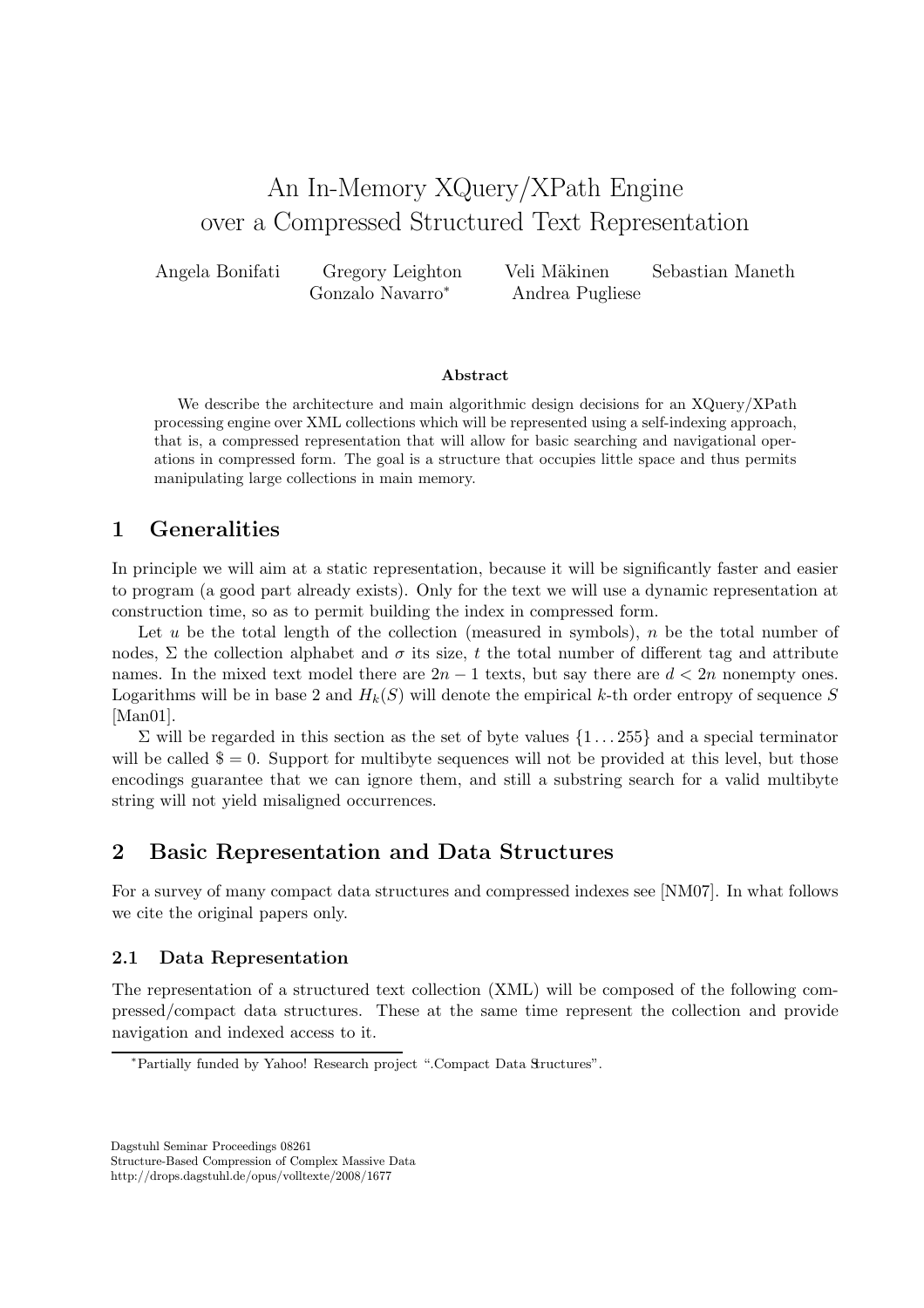# An In-Memory XQuery/XPath Engine over a Compressed Structured Text Representation

Angela Bonifati   Gregory Leighton   Veli Mäkinen   Sebastian Maneth   Gonzalo Navarro*   Andrea Pugliese

**Abstract**

We describe the architecture and main algorithmic design decisions for an XQuery/XPath processing engine over XML collections which will be represented using a self-indexing approach, that is, a compressed representation that will allow for basic searching and navigational operations in compressed form. The goal is a structure that occupies little space and thus permits manipulating large collections in main memory.

## 1 Generalities

In principle we will aim at a static representation, because it will be significantly faster and easier to program (a good part already exists). Only for the text we will use a dynamic representation at construction time, so as to permit building the index in compressed form.

Let $u$ be the total length of the collection (measured in symbols), $n$ be the total number of nodes, $\Sigma$ the collection alphabet and $\sigma$ its size, $t$ the total number of different tag and attribute names. In the mixed text model there are $2n-1$ texts, but say there are $d < 2n$ nonempty ones. Logarithms will be in base 2 and $H_k(S)$ will denote the empirical $k$-th order entropy of sequence $S$ [Man01].

$\Sigma$ will be regarded in this section as the set of byte values $\{1 \ldots 255\}$ and a special terminator will be called $\$ = 0$. Support for multibyte sequences will not be provided at this level, but those encodings guarantee that we can ignore them, and still a substring search for a valid multibyte string will not yield misaligned occurrences.

## 2 Basic Representation and Data Structures

For a survey of many compact data structures and compressed indexes see [NM07]. In what follows we cite the original papers only.

### 2.1 Data Representation

The representation of a structured text collection (XML) will be composed of the following compressed/compact data structures. These at the same time represent the collection and provide navigation and indexed access to it.

*Partially funded by Yahoo! Research project ".Compact Data Structures".

Dagstuhl Seminar Proceedings 08261
Structure-Based Compression of Complex Massive Data
http://drops.dagstuhl.de/opus/volltexte/2008/1677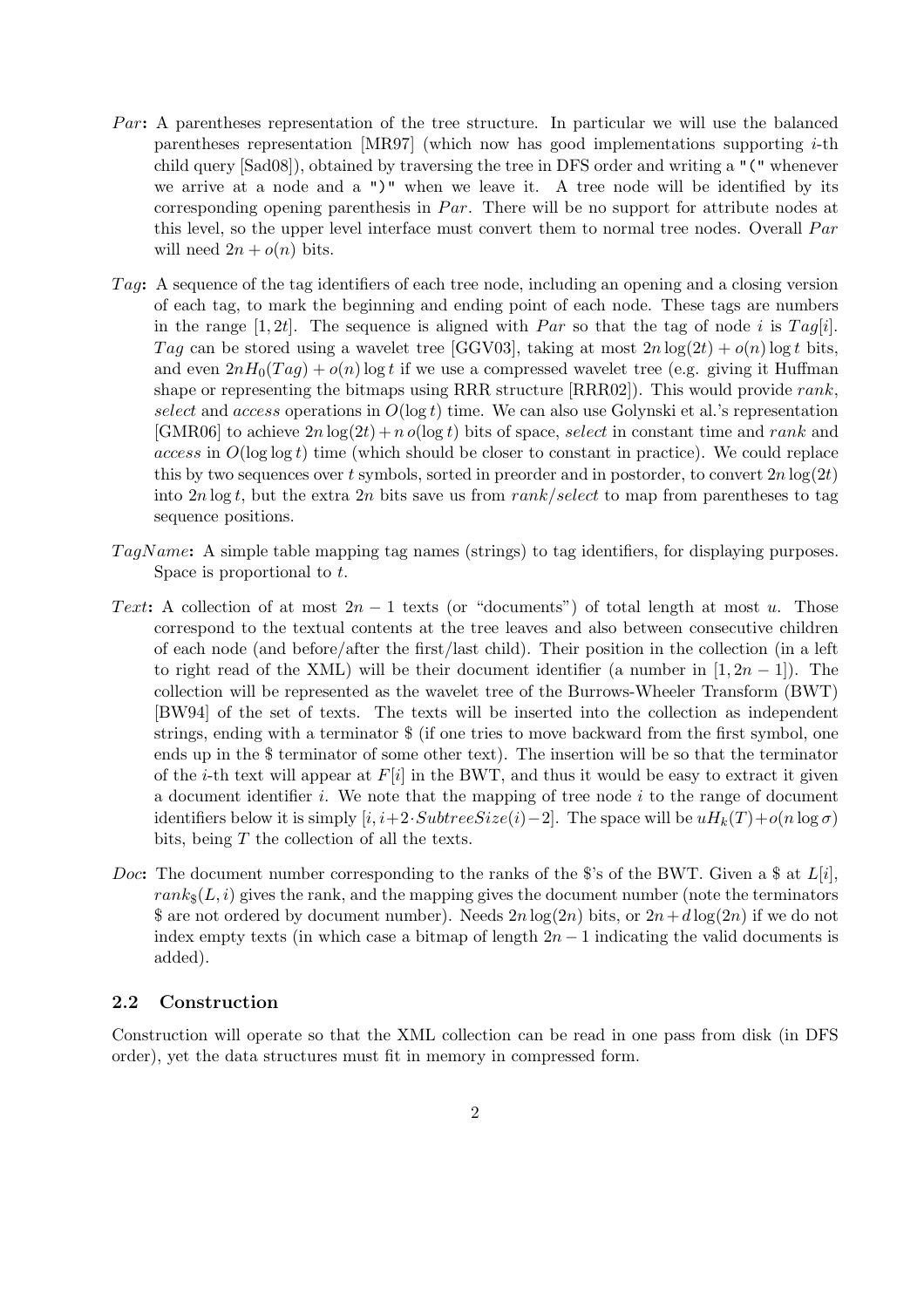- *Par*: A parentheses representation of the tree structure. In particular we will use the balanced parentheses representation [MR97] (which now has good implementations supporting $i$-th child query [Sad08]), obtained by traversing the tree in DFS order and writing a `"("` whenever we arrive at a node and a `")"` when we leave it. A tree node will be identified by its corresponding opening parenthesis in $Par$. There will be no support for attribute nodes at this level, so the upper level interface must convert them to normal tree nodes. Overall $Par$ will need $2n + o(n)$ bits.

- *Tag*: A sequence of the tag identifiers of each tree node, including an opening and a closing version of each tag, to mark the beginning and ending point of each node. These tags are numbers in the range $[1, 2t]$. The sequence is aligned with $Par$ so that the tag of node $i$ is $Tag[i]$. $Tag$ can be stored using a wavelet tree [GGV03], taking at most $2n\log(2t) + o(n)\log t$ bits, and even $2nH_0(Tag) + o(n)\log t$ if we use a compressed wavelet tree (e.g. giving it Huffman shape or representing the bitmaps using RRR structure [RRR02]). This would provide *rank*, *select* and *access* operations in $O(\log t)$ time. We can also use Golynski et al.'s representation [GMR06] to achieve $2n\log(2t) + n\,o(\log t)$ bits of space, *select* in constant time and *rank* and *access* in $O(\log\log t)$ time (which should be closer to constant in practice). We could replace this by two sequences over $t$ symbols, sorted in preorder and in postorder, to convert $2n\log(2t)$ into $2n\log t$, but the extra $2n$ bits save us from *rank*/*select* to map from parentheses to tag sequence positions.

- *TagName*: A simple table mapping tag names (strings) to tag identifiers, for displaying purposes. Space is proportional to $t$.

- *Text*: A collection of at most $2n - 1$ texts (or "documents") of total length at most $u$. Those correspond to the textual contents at the tree leaves and also between consecutive children of each node (and before/after the first/last child). Their position in the collection (in a left to right read of the XML) will be their document identifier (a number in $[1, 2n-1]$). The collection will be represented as the wavelet tree of the Burrows-Wheeler Transform (BWT) [BW94] of the set of texts. The texts will be inserted into the collection as independent strings, ending with a terminator \$ (if one tries to move backward from the first symbol, one ends up in the \$ terminator of some other text). The insertion will be so that the terminator of the $i$-th text will appear at $F[i]$ in the BWT, and thus it would be easy to extract it given a document identifier $i$. We note that the mapping of tree node $i$ to the range of document identifiers below it is simply $[i, i+2\cdot SubtreeSize(i)-2]$. The space will be $uH_k(T)+o(n\log\sigma)$ bits, being $T$ the collection of all the texts.

- *Doc*: The document number corresponding to the ranks of the \$'s of the BWT. Given a \$ at $L[i]$, $rank_{\$}(L, i)$ gives the rank, and the mapping gives the document number (note the terminators \$ are not ordered by document number). Needs $2n\log(2n)$ bits, or $2n + d\log(2n)$ if we do not index empty texts (in which case a bitmap of length $2n-1$ indicating the valid documents is added).

### 2.2 Construction

Construction will operate so that the XML collection can be read in one pass from disk (in DFS order), yet the data structures must fit in memory in compressed form.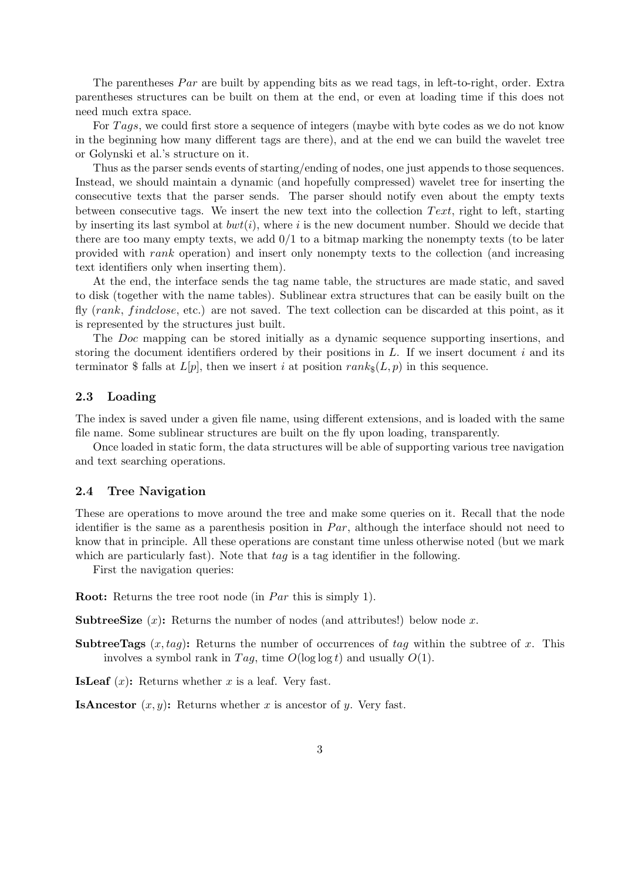The parentheses $Par$ are built by appending bits as we read tags, in left-to-right, order. Extra parentheses structures can be built on them at the end, or even at loading time if this does not need much extra space.

For $Tags$, we could first store a sequence of integers (maybe with byte codes as we do not know in the beginning how many different tags are there), and at the end we can build the wavelet tree or Golynski et al.'s structure on it.

Thus as the parser sends events of starting/ending of nodes, one just appends to those sequences. Instead, we should maintain a dynamic (and hopefully compressed) wavelet tree for inserting the consecutive texts that the parser sends. The parser should notify even about the empty texts between consecutive tags. We insert the new text into the collection $Text$, right to left, starting by inserting its last symbol at $bwt(i)$, where $i$ is the new document number. Should we decide that there are too many empty texts, we add 0/1 to a bitmap marking the nonempty texts (to be later provided with $rank$ operation) and insert only nonempty texts to the collection (and increasing text identifiers only when inserting them).

At the end, the interface sends the tag name table, the structures are made static, and saved to disk (together with the name tables). Sublinear extra structures that can be easily built on the fly ($rank$, $findclose$, etc.) are not saved. The text collection can be discarded at this point, as it is represented by the structures just built.

The $Doc$ mapping can be stored initially as a dynamic sequence supporting insertions, and storing the document identifiers ordered by their positions in $L$. If we insert document $i$ and its terminator \$ falls at $L[p]$, then we insert $i$ at position $rank_{\$}(L, p)$ in this sequence.

### 2.3 Loading

The index is saved under a given file name, using different extensions, and is loaded with the same file name. Some sublinear structures are built on the fly upon loading, transparently.

Once loaded in static form, the data structures will be able of supporting various tree navigation and text searching operations.

### 2.4 Tree Navigation

These are operations to move around the tree and make some queries on it. Recall that the node identifier is the same as a parenthesis position in $Par$, although the interface should not need to know that in principle. All these operations are constant time unless otherwise noted (but we mark which are particularly fast). Note that $tag$ is a tag identifier in the following.

First the navigation queries:

**Root:** Returns the tree root node (in $Par$ this is simply 1).

**SubtreeSize** $(x)$**:** Returns the number of nodes (and attributes!) below node $x$.

**SubtreeTags** $(x, tag)$**:** Returns the number of occurrences of $tag$ within the subtree of $x$. This involves a symbol rank in $Tag$, time $O(\log \log t)$ and usually $O(1)$.

**IsLeaf** $(x)$**:** Returns whether $x$ is a leaf. Very fast.

**IsAncestor** $(x, y)$**:** Returns whether $x$ is ancestor of $y$. Very fast.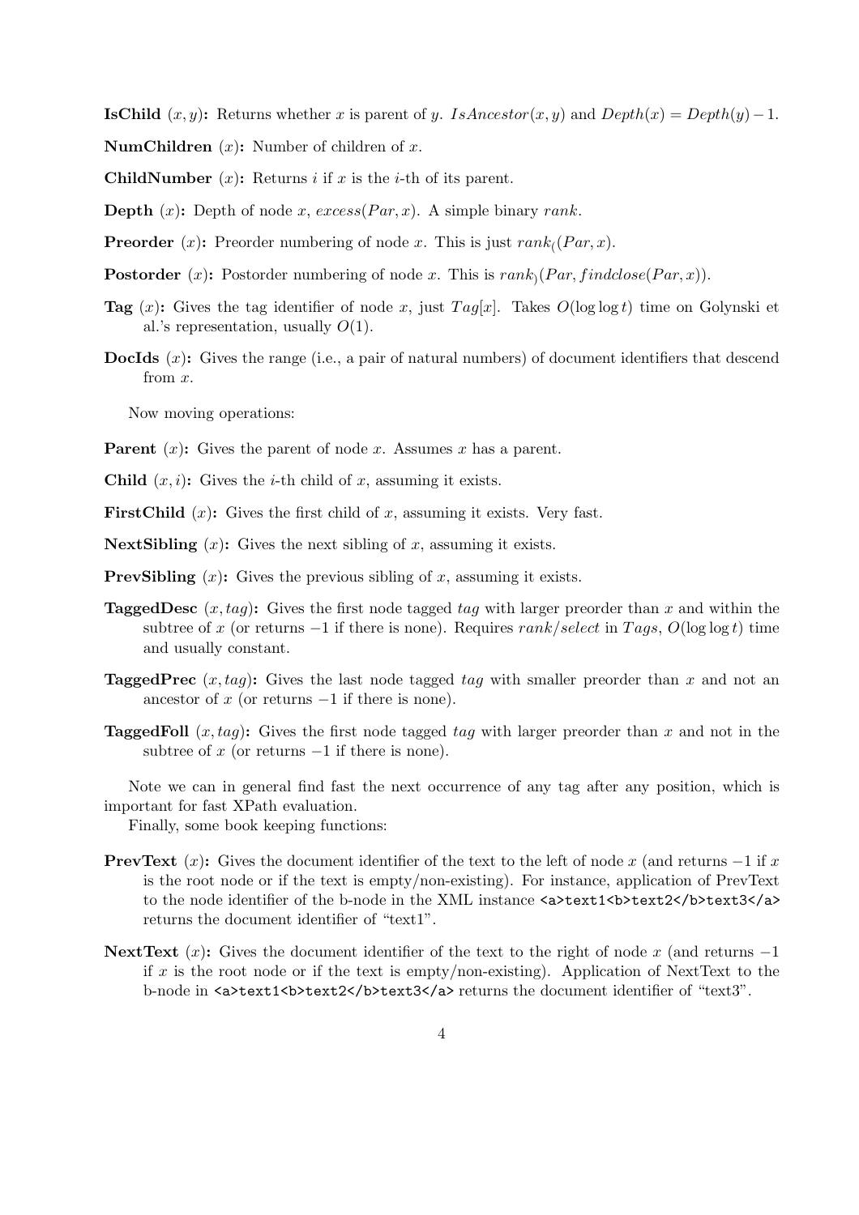**IsChild** $(x, y)$**:** Returns whether $x$ is parent of $y$. $IsAncestor(x, y)$ and $Depth(x) = Depth(y) - 1$.

**NumChildren** $(x)$**:** Number of children of $x$.

**ChildNumber** $(x)$**:** Returns $i$ if $x$ is the $i$-th of its parent.

**Depth** $(x)$**:** Depth of node $x$, $excess(Par, x)$. A simple binary $rank$.

**Preorder** $(x)$**:** Preorder numbering of node $x$. This is just $rank_((Par, x)$.

**Postorder** $(x)$**:** Postorder numbering of node $x$. This is $rank_)(Par, findclose(Par, x))$.

**Tag** $(x)$**:** Gives the tag identifier of node $x$, just $Tag[x]$. Takes $O(\log \log t)$ time on Golynski et al.'s representation, usually $O(1)$.

**DocIds** $(x)$**:** Gives the range (i.e., a pair of natural numbers) of document identifiers that descend from $x$.

Now moving operations:

**Parent** $(x)$**:** Gives the parent of node $x$. Assumes $x$ has a parent.

**Child** $(x, i)$**:** Gives the $i$-th child of $x$, assuming it exists.

**FirstChild** $(x)$**:** Gives the first child of $x$, assuming it exists. Very fast.

**NextSibling** $(x)$**:** Gives the next sibling of $x$, assuming it exists.

**PrevSibling** $(x)$**:** Gives the previous sibling of $x$, assuming it exists.

**TaggedDesc** $(x, tag)$**:** Gives the first node tagged $tag$ with larger preorder than $x$ and within the subtree of $x$ (or returns $-1$ if there is none). Requires $rank/select$ in $Tags$, $O(\log \log t)$ time and usually constant.

**TaggedPrec** $(x, tag)$**:** Gives the last node tagged $tag$ with smaller preorder than $x$ and not an ancestor of $x$ (or returns $-1$ if there is none).

**TaggedFoll** $(x, tag)$**:** Gives the first node tagged $tag$ with larger preorder than $x$ and not in the subtree of $x$ (or returns $-1$ if there is none).

Note we can in general find fast the next occurrence of any tag after any position, which is important for fast XPath evaluation.

Finally, some book keeping functions:

**PrevText** $(x)$**:** Gives the document identifier of the text to the left of node $x$ (and returns $-1$ if $x$ is the root node or if the text is empty/non-existing). For instance, application of PrevText to the node identifier of the b-node in the XML instance `<a>text1<b>text2</b>text3</a>` returns the document identifier of "text1".

**NextText** $(x)$**:** Gives the document identifier of the text to the right of node $x$ (and returns $-1$ if $x$ is the root node or if the text is empty/non-existing). Application of NextText to the b-node in `<a>text1<b>text2</b>text3</a>` returns the document identifier of "text3".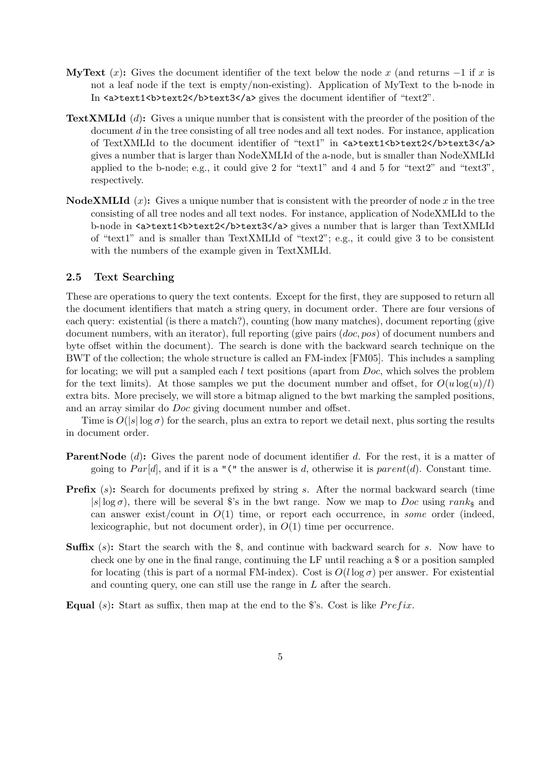**MyText** ($x$)**:** Gives the document identifier of the text below the node $x$ (and returns $-1$ if $x$ is not a leaf node if the text is empty/non-existing). Application of MyText to the b-node in In `<a>text1<b>text2</b>text3</a>` gives the document identifier of "text2".

**TextXMLId** ($d$)**:** Gives a unique number that is consistent with the preorder of the position of the document $d$ in the tree consisting of all tree nodes and all text nodes. For instance, application of TextXMLId to the document identifier of "text1" in `<a>text1<b>text2</b>text3</a>` gives a number that is larger than NodeXMLId of the a-node, but is smaller than NodeXMLId applied to the b-node; e.g., it could give 2 for "text1" and 4 and 5 for "text2" and "text3", respectively.

**NodeXMLId** ($x$)**:** Gives a unique number that is consistent with the preorder of node $x$ in the tree consisting of all tree nodes and all text nodes. For instance, application of NodeXMLId to the b-node in `<a>text1<b>text2</b>text3</a>` gives a number that is larger than TextXMLId of "text1" and is smaller than TextXMLId of "text2"; e.g., it could give 3 to be consistent with the numbers of the example given in TextXMLId.

### 2.5 Text Searching

These are operations to query the text contents. Except for the first, they are supposed to return all the document identifiers that match a string query, in document order. There are four versions of each query: existential (is there a match?), counting (how many matches), document reporting (give document numbers, with an iterator), full reporting (give pairs $(doc, pos)$ of document numbers and byte offset within the document). The search is done with the backward search technique on the BWT of the collection; the whole structure is called an FM-index [FM05]. This includes a sampling for locating; we will put a sampled each $l$ text positions (apart from $Doc$, which solves the problem for the text limits). At those samples we put the document number and offset, for $O(u \log(u)/l)$ extra bits. More precisely, we will store a bitmap aligned to the bwt marking the sampled positions, and an array similar do $Doc$ giving document number and offset.

Time is $O(|s| \log \sigma)$ for the search, plus an extra to report we detail next, plus sorting the results in document order.

**ParentNode** ($d$)**:** Gives the parent node of document identifier $d$. For the rest, it is a matter of going to $Par[d]$, and if it is a `"("` the answer is $d$, otherwise it is $parent(d)$. Constant time.

**Prefix** ($s$)**:** Search for documents prefixed by string $s$. After the normal backward search (time $|s| \log \sigma$), there will be several \$'s in the bwt range. Now we map to $Doc$ using $rank_\$$ and can answer exist/count in $O(1)$ time, or report each occurrence, in *some* order (indeed, lexicographic, but not document order), in $O(1)$ time per occurrence.

**Suffix** ($s$)**:** Start the search with the \$, and continue with backward search for $s$. Now have to check one by one in the final range, continuing the LF until reaching a \$ or a position sampled for locating (this is part of a normal FM-index). Cost is $O(l \log \sigma)$ per answer. For existential and counting query, one can still use the range in $L$ after the search.

**Equal** ($s$)**:** Start as suffix, then map at the end to the \$'s. Cost is like $Prefix$.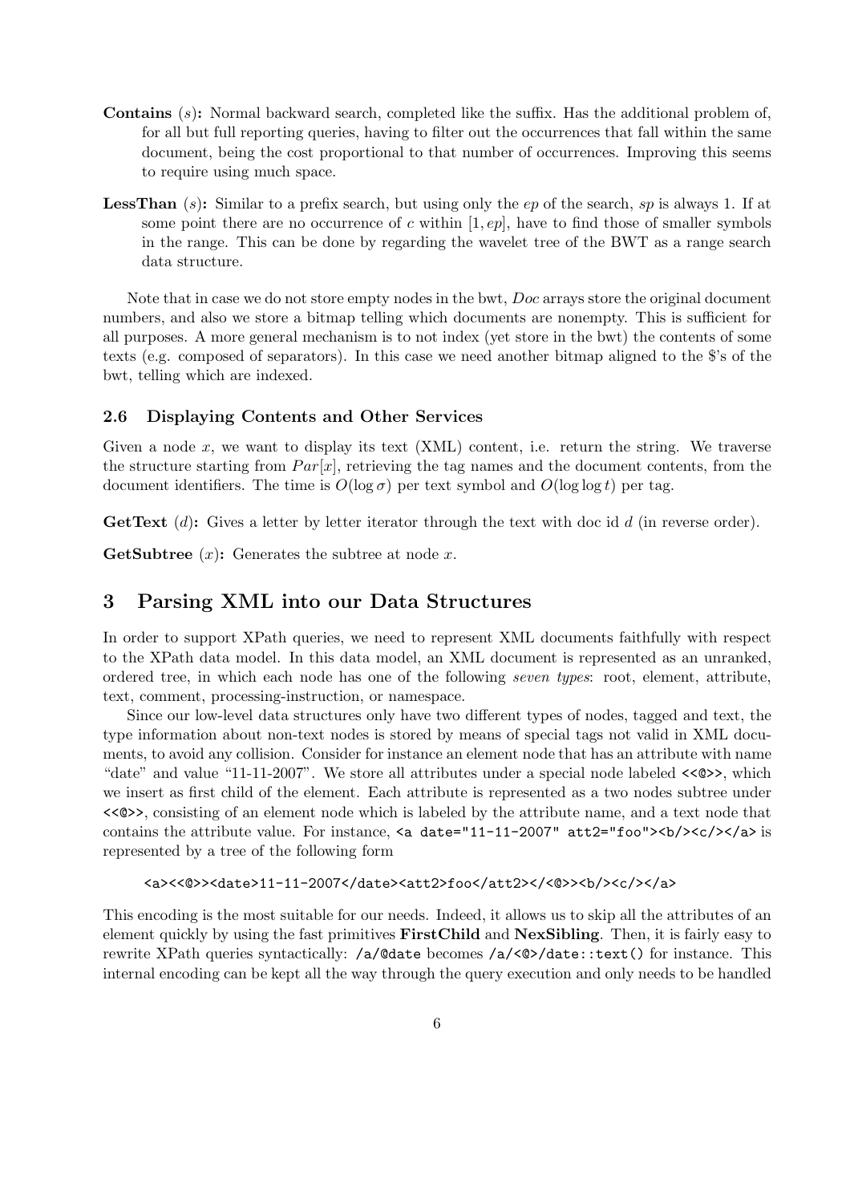**Contains** $(s)$**:** Normal backward search, completed like the suffix. Has the additional problem of, for all but full reporting queries, having to filter out the occurrences that fall within the same document, being the cost proportional to that number of occurrences. Improving this seems to require using much space.

**LessThan** $(s)$**:** Similar to a prefix search, but using only the $ep$ of the search, $sp$ is always 1. If at some point there are no occurrence of $c$ within $[1, ep]$, have to find those of smaller symbols in the range. This can be done by regarding the wavelet tree of the BWT as a range search data structure.

Note that in case we do not store empty nodes in the bwt, $Doc$ arrays store the original document numbers, and also we store a bitmap telling which documents are nonempty. This is sufficient for all purposes. A more general mechanism is to not index (yet store in the bwt) the contents of some texts (e.g. composed of separators). In this case we need another bitmap aligned to the $'s of the bwt, telling which are indexed.

### 2.6 Displaying Contents and Other Services

Given a node $x$, we want to display its text (XML) content, i.e. return the string. We traverse the structure starting from $Par[x]$, retrieving the tag names and the document contents, from the document identifiers. The time is $O(\log \sigma)$ per text symbol and $O(\log \log t)$ per tag.

**GetText** $(d)$**:** Gives a letter by letter iterator through the text with doc id $d$ (in reverse order).

**GetSubtree** $(x)$**:** Generates the subtree at node $x$.

## 3 Parsing XML into our Data Structures

In order to support XPath queries, we need to represent XML documents faithfully with respect to the XPath data model. In this data model, an XML document is represented as an unranked, ordered tree, in which each node has one of the following *seven types*: root, element, attribute, text, comment, processing-instruction, or namespace.

Since our low-level data structures only have two different types of nodes, tagged and text, the type information about non-text nodes is stored by means of special tags not valid in XML documents, to avoid any collision. Consider for instance an element node that has an attribute with name "date" and value "11-11-2007". We store all attributes under a special node labeled `<<@>>`, which we insert as first child of the element. Each attribute is represented as a two nodes subtree under `<<@>>`, consisting of an element node which is labeled by the attribute name, and a text node that contains the attribute value. For instance, `<a date="11-11-2007" att2="foo"><b/><c/></a>` is represented by a tree of the following form

```
<a><<@>><date>11-11-2007</date><att2>foo</att2></<@>><b/><c/></a>
```

This encoding is the most suitable for our needs. Indeed, it allows us to skip all the attributes of an element quickly by using the fast primitives **FirstChild** and **NexSibling**. Then, it is fairly easy to rewrite XPath queries syntactically: `/a/@date` becomes `/a/<@>/date::text()` for instance. This internal encoding can be kept all the way through the query execution and only needs to be handled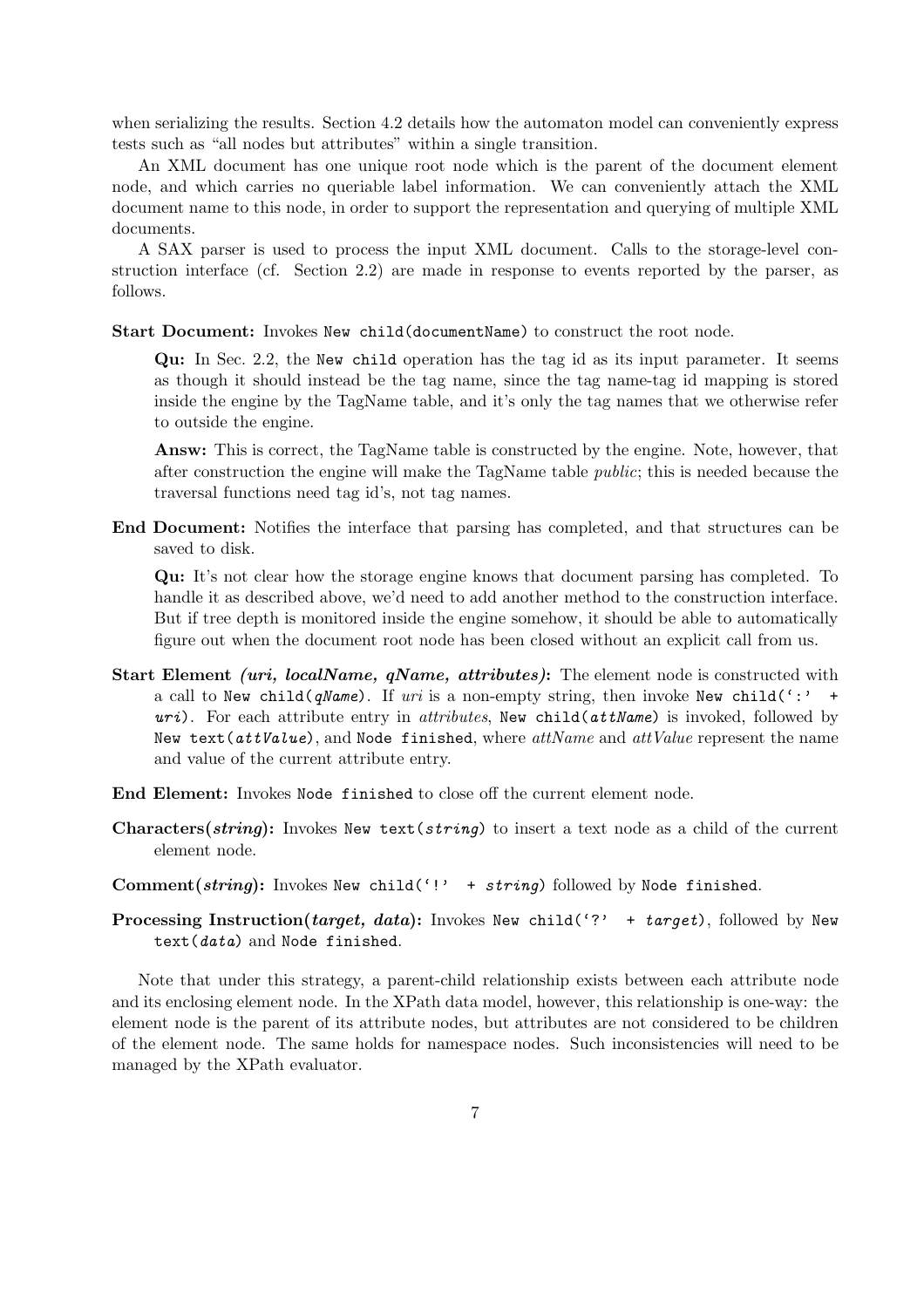when serializing the results. Section 4.2 details how the automaton model can conveniently express tests such as "all nodes but attributes" within a single transition.

An XML document has one unique root node which is the parent of the document element node, and which carries no queriable label information. We can conveniently attach the XML document name to this node, in order to support the representation and querying of multiple XML documents.

A SAX parser is used to process the input XML document. Calls to the storage-level construction interface (cf. Section 2.2) are made in response to events reported by the parser, as follows.

**Start Document:** Invokes `New child(documentName)` to construct the root node.

> **Qu:** In Sec. 2.2, the `New child` operation has the tag id as its input parameter. It seems as though it should instead be the tag name, since the tag name-tag id mapping is stored inside the engine by the TagName table, and it's only the tag names that we otherwise refer to outside the engine.
>
> **Answ:** This is correct, the TagName table is constructed by the engine. Note, however, that after construction the engine will make the TagName table *public*; this is needed because the traversal functions need tag id's, not tag names.

**End Document:** Notifies the interface that parsing has completed, and that structures can be saved to disk.

> **Qu:** It's not clear how the storage engine knows that document parsing has completed. To handle it as described above, we'd need to add another method to the construction interface. But if tree depth is monitored inside the engine somehow, it should be able to automatically figure out when the document root node has been closed without an explicit call from us.

**Start Element *(uri, localName, qName, attributes)*:** The element node is constructed with a call to `New child(qName)`. If *uri* is a non-empty string, then invoke `New child(':' + uri)`. For each attribute entry in *attributes*, `New child(attName)` is invoked, followed by `New text(attValue)`, and `Node finished`, where *attName* and *attValue* represent the name and value of the current attribute entry.

**End Element:** Invokes `Node finished` to close off the current element node.

**Characters(*string*):** Invokes `New text(string)` to insert a text node as a child of the current element node.

**Comment(*string*):** Invokes `New child('!' + string)` followed by `Node finished`.

**Processing Instruction(*target, data*):** Invokes `New child('?' + target)`, followed by `New text(data)` and `Node finished`.

Note that under this strategy, a parent-child relationship exists between each attribute node and its enclosing element node. In the XPath data model, however, this relationship is one-way: the element node is the parent of its attribute nodes, but attributes are not considered to be children of the element node. The same holds for namespace nodes. Such inconsistencies will need to be managed by the XPath evaluator.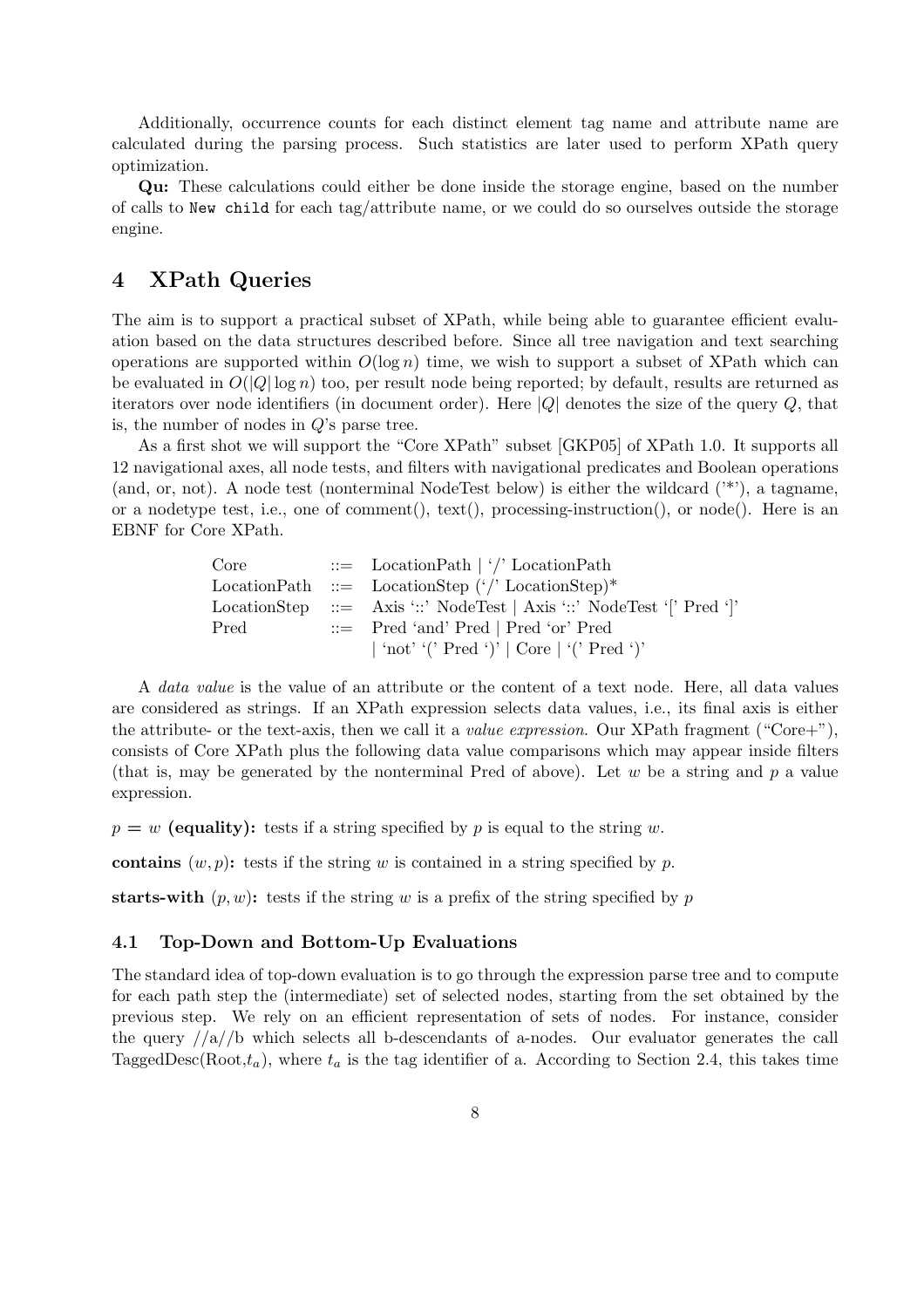Additionally, occurrence counts for each distinct element tag name and attribute name are calculated during the parsing process. Such statistics are later used to perform XPath query optimization.

**Qu:** These calculations could either be done inside the storage engine, based on the number of calls to `New child` for each tag/attribute name, or we could do so ourselves outside the storage engine.

## 4 XPath Queries

The aim is to support a practical subset of XPath, while being able to guarantee efficient evaluation based on the data structures described before. Since all tree navigation and text searching operations are supported within $O(\log n)$ time, we wish to support a subset of XPath which can be evaluated in $O(|Q| \log n)$ too, per result node being reported; by default, results are returned as iterators over node identifiers (in document order). Here $|Q|$ denotes the size of the query $Q$, that is, the number of nodes in $Q$'s parse tree.

As a first shot we will support the "Core XPath" subset [GKP05] of XPath 1.0. It supports all 12 navigational axes, all node tests, and filters with navigational predicates and Boolean operations (and, or, not). A node test (nonterminal NodeTest below) is either the wildcard ('*'), a tagname, or a nodetype test, i.e., one of comment(), text(), processing-instruction(), or node(). Here is an EBNF for Core XPath.

| | | |
|---|---|---|
| Core | ::= | LocationPath \| '/' LocationPath |
| LocationPath | ::= | LocationStep ('/' LocationStep)* |
| LocationStep | ::= | Axis '::' NodeTest \| Axis '::' NodeTest '[' Pred ']' |
| Pred | ::= | Pred 'and' Pred \| Pred 'or' Pred |
| | | \| 'not' '(' Pred ')' \| Core \| '(' Pred ')' |

A *data value* is the value of an attribute or the content of a text node. Here, all data values are considered as strings. If an XPath expression selects data values, i.e., its final axis is either the attribute- or the text-axis, then we call it a *value expression*. Our XPath fragment ("Core+"), consists of Core XPath plus the following data value comparisons which may appear inside filters (that is, may be generated by the nonterminal Pred of above). Let $w$ be a string and $p$ a value expression.

**$p = w$ (equality):** tests if a string specified by $p$ is equal to the string $w$.

**contains $(w, p)$:** tests if the string $w$ is contained in a string specified by $p$.

**starts-with $(p, w)$:** tests if the string $w$ is a prefix of the string specified by $p$

### 4.1 Top-Down and Bottom-Up Evaluations

The standard idea of top-down evaluation is to go through the expression parse tree and to compute for each path step the (intermediate) set of selected nodes, starting from the set obtained by the previous step. We rely on an efficient representation of sets of nodes. For instance, consider the query //a//b which selects all b-descendants of a-nodes. Our evaluator generates the call TaggedDesc(Root,$t_a$), where $t_a$ is the tag identifier of a. According to Section 2.4, this takes time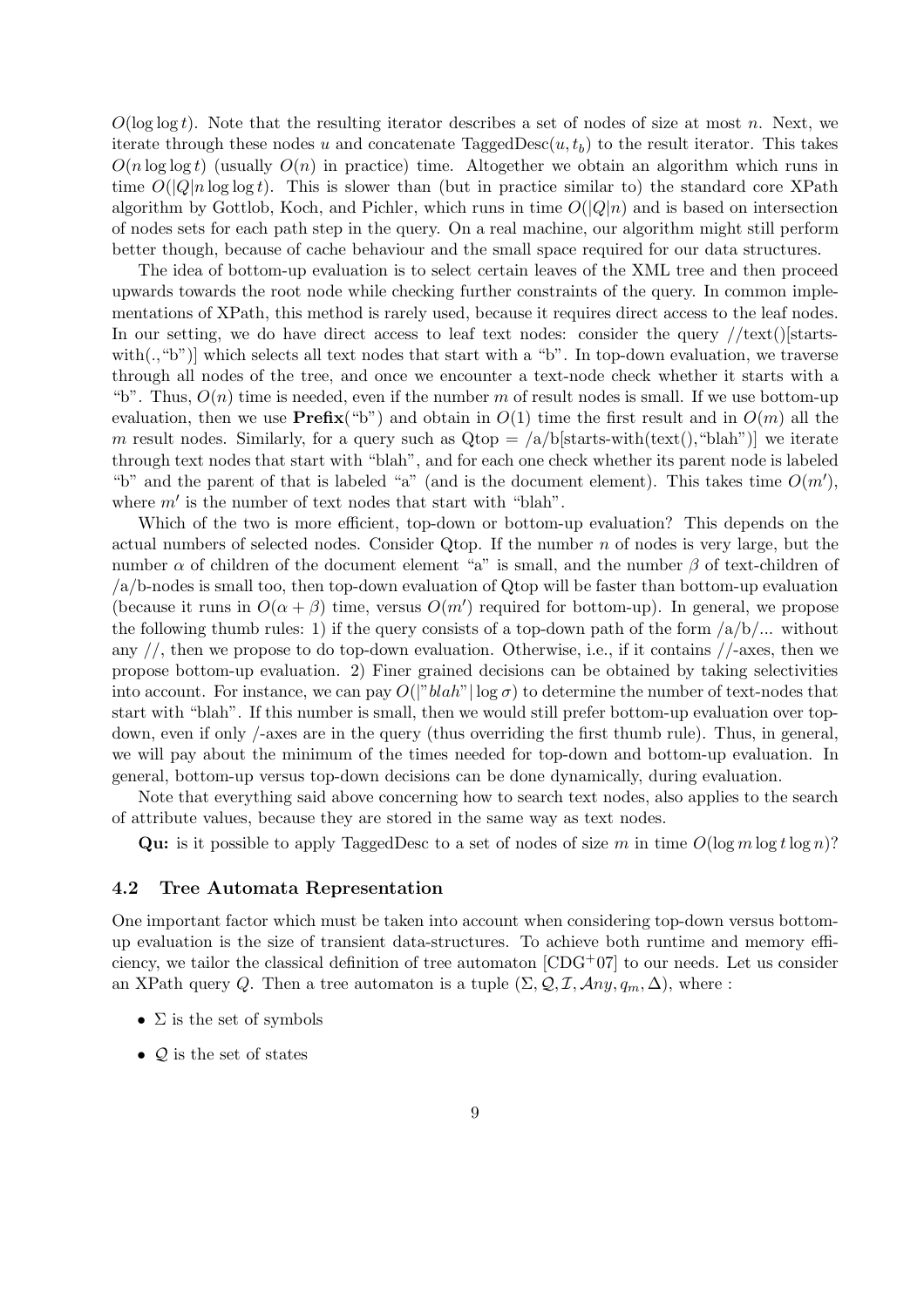$O(\log\log t)$. Note that the resulting iterator describes a set of nodes of size at most $n$. Next, we iterate through these nodes $u$ and concatenate TaggedDesc$(u, t_b)$ to the result iterator. This takes $O(n \log\log t)$ (usually $O(n)$ in practice) time. Altogether we obtain an algorithm which runs in time $O(|Q|n \log\log t)$. This is slower than (but in practice similar to) the standard core XPath algorithm by Gottlob, Koch, and Pichler, which runs in time $O(|Q|n)$ and is based on intersection of nodes sets for each path step in the query. On a real machine, our algorithm might still perform better though, because of cache behaviour and the small space required for our data structures.

The idea of bottom-up evaluation is to select certain leaves of the XML tree and then proceed upwards towards the root node while checking further constraints of the query. In common implementations of XPath, this method is rarely used, because it requires direct access to the leaf nodes. In our setting, we do have direct access to leaf text nodes: consider the query //text()[starts-with(.,"b")] which selects all text nodes that start with a "b". In top-down evaluation, we traverse through all nodes of the tree, and once we encounter a text-node check whether it starts with a "b". Thus, $O(n)$ time is needed, even if the number $m$ of result nodes is small. If we use bottom-up evaluation, then we use **Prefix**("b") and obtain in $O(1)$ time the first result and in $O(m)$ all the $m$ result nodes. Similarly, for a query such as Qtop = /a/b[starts-with(text(),"blah")] we iterate through text nodes that start with "blah", and for each one check whether its parent node is labeled "b" and the parent of that is labeled "a" (and is the document element). This takes time $O(m')$, where $m'$ is the number of text nodes that start with "blah".

Which of the two is more efficient, top-down or bottom-up evaluation? This depends on the actual numbers of selected nodes. Consider Qtop. If the number $n$ of nodes is very large, but the number $\alpha$ of children of the document element "a" is small, and the number $\beta$ of text-children of /a/b-nodes is small too, then top-down evaluation of Qtop will be faster than bottom-up evaluation (because it runs in $O(\alpha + \beta)$ time, versus $O(m')$ required for bottom-up). In general, we propose the following thumb rules: 1) if the query consists of a top-down path of the form /a/b/... without any //, then we propose to do top-down evaluation. Otherwise, i.e., if it contains //-axes, then we propose bottom-up evaluation. 2) Finer grained decisions can be obtained by taking selectivities into account. For instance, we can pay $O(|"blah"| \log\sigma)$ to determine the number of text-nodes that start with "blah". If this number is small, then we would still prefer bottom-up evaluation over top-down, even if only /-axes are in the query (thus overriding the first thumb rule). Thus, in general, we will pay about the minimum of the times needed for top-down and bottom-up evaluation. In general, bottom-up versus top-down decisions can be done dynamically, during evaluation.

Note that everything said above concerning how to search text nodes, also applies to the search of attribute values, because they are stored in the same way as text nodes.

**Qu:** is it possible to apply TaggedDesc to a set of nodes of size $m$ in time $O(\log m \log t \log n)$?

### 4.2 Tree Automata Representation

One important factor which must be taken into account when considering top-down versus bottom-up evaluation is the size of transient data-structures. To achieve both runtime and memory efficiency, we tailor the classical definition of tree automaton [CDG+07] to our needs. Let us consider an XPath query $Q$. Then a tree automaton is a tuple $(\Sigma, \mathcal{Q}, \mathcal{I}, \mathcal{A}ny, q_m, \Delta)$, where :

- $\Sigma$ is the set of symbols
- $\mathcal{Q}$ is the set of states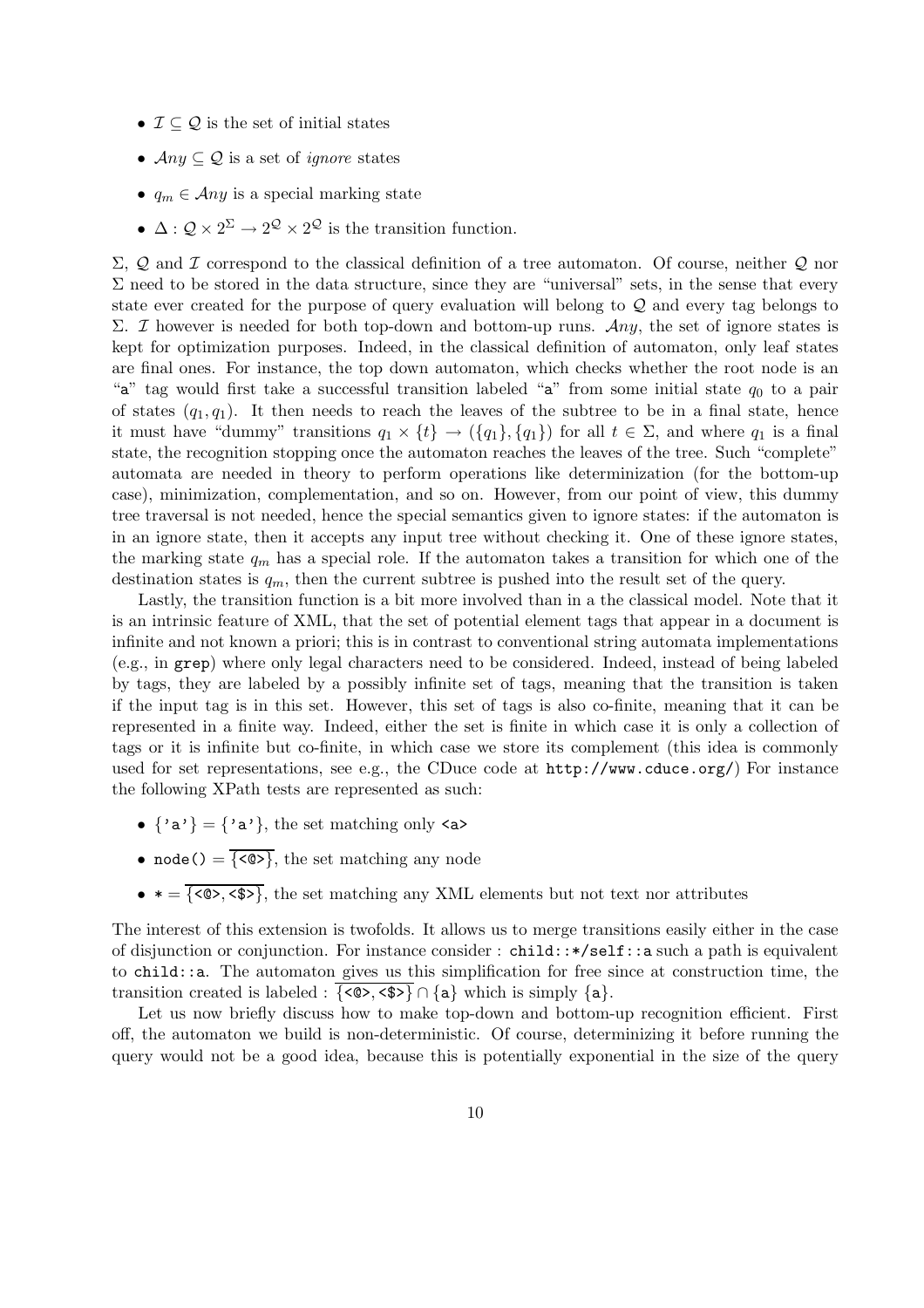- $\mathcal{I} \subseteq \mathcal{Q}$ is the set of initial states
- $\mathcal{A}ny \subseteq \mathcal{Q}$ is a set of *ignore* states
- $q_m \in \mathcal{A}ny$ is a special marking state
- $\Delta : \mathcal{Q} \times 2^{\Sigma} \rightarrow 2^{\mathcal{Q}} \times 2^{\mathcal{Q}}$ is the transition function.

$\Sigma$, $\mathcal{Q}$ and $\mathcal{I}$ correspond to the classical definition of a tree automaton. Of course, neither $\mathcal{Q}$ nor $\Sigma$ need to be stored in the data structure, since they are "universal" sets, in the sense that every state ever created for the purpose of query evaluation will belong to $\mathcal{Q}$ and every tag belongs to $\Sigma$. $\mathcal{I}$ however is needed for both top-down and bottom-up runs. $\mathcal{A}ny$, the set of ignore states is kept for optimization purposes. Indeed, in the classical definition of automaton, only leaf states are final ones. For instance, the top down automaton, which checks whether the root node is an "a" tag would first take a successful transition labeled "a" from some initial state $q_0$ to a pair of states $(q_1, q_1)$. It then needs to reach the leaves of the subtree to be in a final state, hence it must have "dummy" transitions $q_1 \times \{t\} \rightarrow (\{q_1\}, \{q_1\})$ for all $t \in \Sigma$, and where $q_1$ is a final state, the recognition stopping once the automaton reaches the leaves of the tree. Such "complete" automata are needed in theory to perform operations like determinization (for the bottom-up case), minimization, complementation, and so on. However, from our point of view, this dummy tree traversal is not needed, hence the special semantics given to ignore states: if the automaton is in an ignore state, then it accepts any input tree without checking it. One of these ignore states, the marking state $q_m$ has a special role. If the automaton takes a transition for which one of the destination states is $q_m$, then the current subtree is pushed into the result set of the query.

Lastly, the transition function is a bit more involved than in a the classical model. Note that it is an intrinsic feature of XML, that the set of potential element tags that appear in a document is infinite and not known a priori; this is in contrast to conventional string automata implementations (e.g., in `grep`) where only legal characters need to be considered. Indeed, instead of being labeled by tags, they are labeled by a possibly infinite set of tags, meaning that the transition is taken if the input tag is in this set. However, this set of tags is also co-finite, meaning that it can be represented in a finite way. Indeed, either the set is finite in which case it is only a collection of tags or it is infinite but co-finite, in which case we store its complement (this idea is commonly used for set representations, see e.g., the CDuce code at `http://www.cduce.org/`) For instance the following XPath tests are represented as such:

- $\{$'a'$\} = \{$'a'$\}$, the set matching only `<a>`
- `node()` $= \overline{\{\texttt{<@>}\}}$, the set matching any node
- `*` $= \overline{\{\texttt{<@>}, \texttt{<\$>}\}}$, the set matching any XML elements but not text nor attributes

The interest of this extension is twofolds. It allows us to merge transitions easily either in the case of disjunction or conjunction. For instance consider : `child::*/self::a` such a path is equivalent to `child::a`. The automaton gives us this simplification for free since at construction time, the transition created is labeled : $\overline{\{\texttt{<@>}, \texttt{<\$>}\}} \cap \{\texttt{a}\}$ which is simply $\{\texttt{a}\}$.

Let us now briefly discuss how to make top-down and bottom-up recognition efficient. First off, the automaton we build is non-deterministic. Of course, determinizing it before running the query would not be a good idea, because this is potentially exponential in the size of the query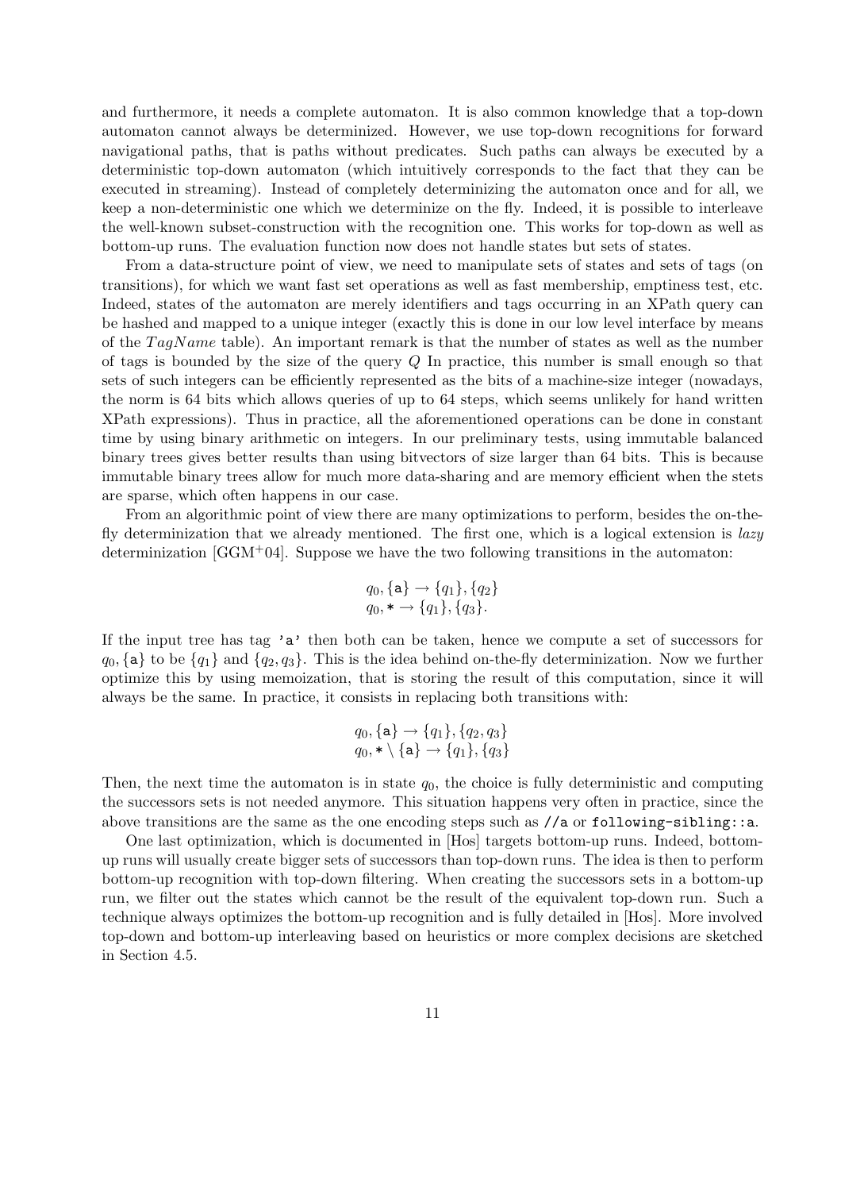and furthermore, it needs a complete automaton. It is also common knowledge that a top-down automaton cannot always be determinized. However, we use top-down recognitions for forward navigational paths, that is paths without predicates. Such paths can always be executed by a deterministic top-down automaton (which intuitively corresponds to the fact that they can be executed in streaming). Instead of completely determinizing the automaton once and for all, we keep a non-deterministic one which we determinize on the fly. Indeed, it is possible to interleave the well-known subset-construction with the recognition one. This works for top-down as well as bottom-up runs. The evaluation function now does not handle states but sets of states.

From a data-structure point of view, we need to manipulate sets of states and sets of tags (on transitions), for which we want fast set operations as well as fast membership, emptiness test, etc. Indeed, states of the automaton are merely identifiers and tags occurring in an XPath query can be hashed and mapped to a unique integer (exactly this is done in our low level interface by means of the $TagName$ table). An important remark is that the number of states as well as the number of tags is bounded by the size of the query $Q$ In practice, this number is small enough so that sets of such integers can be efficiently represented as the bits of a machine-size integer (nowadays, the norm is 64 bits which allows queries of up to 64 steps, which seems unlikely for hand written XPath expressions). Thus in practice, all the aforementioned operations can be done in constant time by using binary arithmetic on integers. In our preliminary tests, using immutable balanced binary trees gives better results than using bitvectors of size larger than 64 bits. This is because immutable binary trees allow for much more data-sharing and are memory efficient when the stets are sparse, which often happens in our case.

From an algorithmic point of view there are many optimizations to perform, besides the on-the-fly determinization that we already mentioned. The first one, which is a logical extension is *lazy* determinization [GGM+04]. Suppose we have the two following transitions in the automaton:

$$
\begin{array}{l}
q_0, \{\mathtt{a}\} \rightarrow \{q_1\}, \{q_2\} \\
q_0, \mathtt{*} \rightarrow \{q_1\}, \{q_3\}.
\end{array}
$$

If the input tree has tag `'a'` then both can be taken, hence we compute a set of successors for $q_0, \{\mathtt{a}\}$ to be $\{q_1\}$ and $\{q_2, q_3\}$. This is the idea behind on-the-fly determinization. Now we further optimize this by using memoization, that is storing the result of this computation, since it will always be the same. In practice, it consists in replacing both transitions with:

$$
\begin{array}{l}
q_0, \{\mathtt{a}\} \rightarrow \{q_1\}, \{q_2, q_3\} \\
q_0, \mathtt{*} \setminus \{\mathtt{a}\} \rightarrow \{q_1\}, \{q_3\}
\end{array}
$$

Then, the next time the automaton is in state $q_0$, the choice is fully deterministic and computing the successors sets is not needed anymore. This situation happens very often in practice, since the above transitions are the same as the one encoding steps such as `//a` or `following-sibling::a`.

One last optimization, which is documented in [Hos] targets bottom-up runs. Indeed, bottom-up runs will usually create bigger sets of successors than top-down runs. The idea is then to perform bottom-up recognition with top-down filtering. When creating the successors sets in a bottom-up run, we filter out the states which cannot be the result of the equivalent top-down run. Such a technique always optimizes the bottom-up recognition and is fully detailed in [Hos]. More involved top-down and bottom-up interleaving based on heuristics or more complex decisions are sketched in Section 4.5.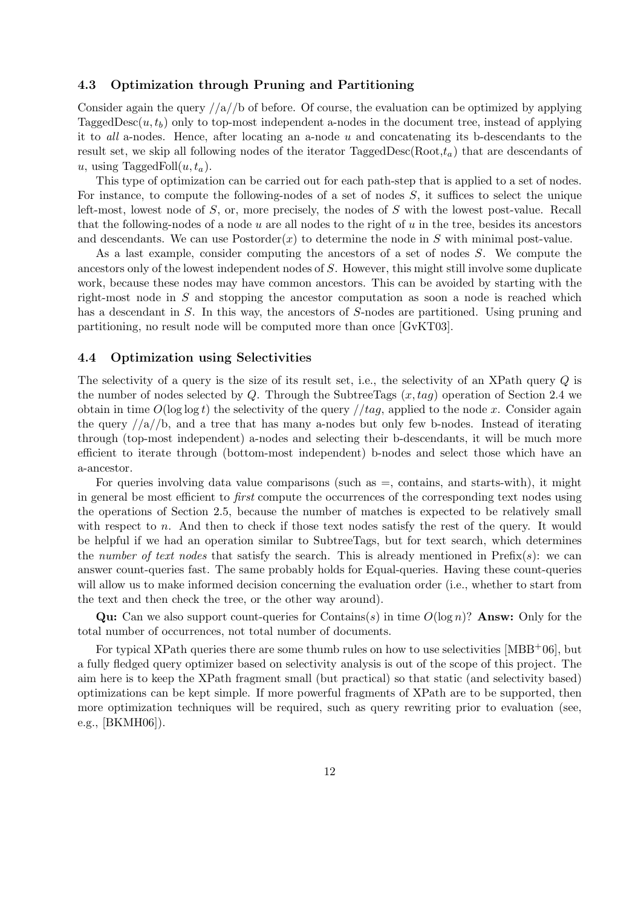### 4.3 Optimization through Pruning and Partitioning

Consider again the query //a//b of before. Of course, the evaluation can be optimized by applying TaggedDesc($u, t_b$) only to top-most independent a-nodes in the document tree, instead of applying it to *all* a-nodes. Hence, after locating an a-node $u$ and concatenating its b-descendants to the result set, we skip all following nodes of the iterator TaggedDesc(Root,$t_a$) that are descendants of $u$, using TaggedFoll($u, t_a$).

This type of optimization can be carried out for each path-step that is applied to a set of nodes. For instance, to compute the following-nodes of a set of nodes $S$, it suffices to select the unique left-most, lowest node of $S$, or, more precisely, the nodes of $S$ with the lowest post-value. Recall that the following-nodes of a node $u$ are all nodes to the right of $u$ in the tree, besides its ancestors and descendants. We can use Postorder($x$) to determine the node in $S$ with minimal post-value.

As a last example, consider computing the ancestors of a set of nodes $S$. We compute the ancestors only of the lowest independent nodes of $S$. However, this might still involve some duplicate work, because these nodes may have common ancestors. This can be avoided by starting with the right-most node in $S$ and stopping the ancestor computation as soon a node is reached which has a descendant in $S$. In this way, the ancestors of $S$-nodes are partitioned. Using pruning and partitioning, no result node will be computed more than once [GvKT03].

### 4.4 Optimization using Selectivities

The selectivity of a query is the size of its result set, i.e., the selectivity of an XPath query $Q$ is the number of nodes selected by $Q$. Through the SubtreeTags $(x, tag)$ operation of Section 2.4 we obtain in time $O(\log\log t)$ the selectivity of the query //$tag$, applied to the node $x$. Consider again the query //a//b, and a tree that has many a-nodes but only few b-nodes. Instead of iterating through (top-most independent) a-nodes and selecting their b-descendants, it will be much more efficient to iterate through (bottom-most independent) b-nodes and select those which have an a-ancestor.

For queries involving data value comparisons (such as =, contains, and starts-with), it might in general be most efficient to *first* compute the occurrences of the corresponding text nodes using the operations of Section 2.5, because the number of matches is expected to be relatively small with respect to $n$. And then to check if those text nodes satisfy the rest of the query. It would be helpful if we had an operation similar to SubtreeTags, but for text search, which determines the *number of text nodes* that satisfy the search. This is already mentioned in Prefix($s$): we can answer count-queries fast. The same probably holds for Equal-queries. Having these count-queries will allow us to make informed decision concerning the evaluation order (i.e., whether to start from the text and then check the tree, or the other way around).

**Qu:** Can we also support count-queries for Contains($s$) in time $O(\log n)$? **Answ:** Only for the total number of occurrences, not total number of documents.

For typical XPath queries there are some thumb rules on how to use selectivities [MBB+06], but a fully fledged query optimizer based on selectivity analysis is out of the scope of this project. The aim here is to keep the XPath fragment small (but practical) so that static (and selectivity based) optimizations can be kept simple. If more powerful fragments of XPath are to be supported, then more optimization techniques will be required, such as query rewriting prior to evaluation (see, e.g., [BKMH06]).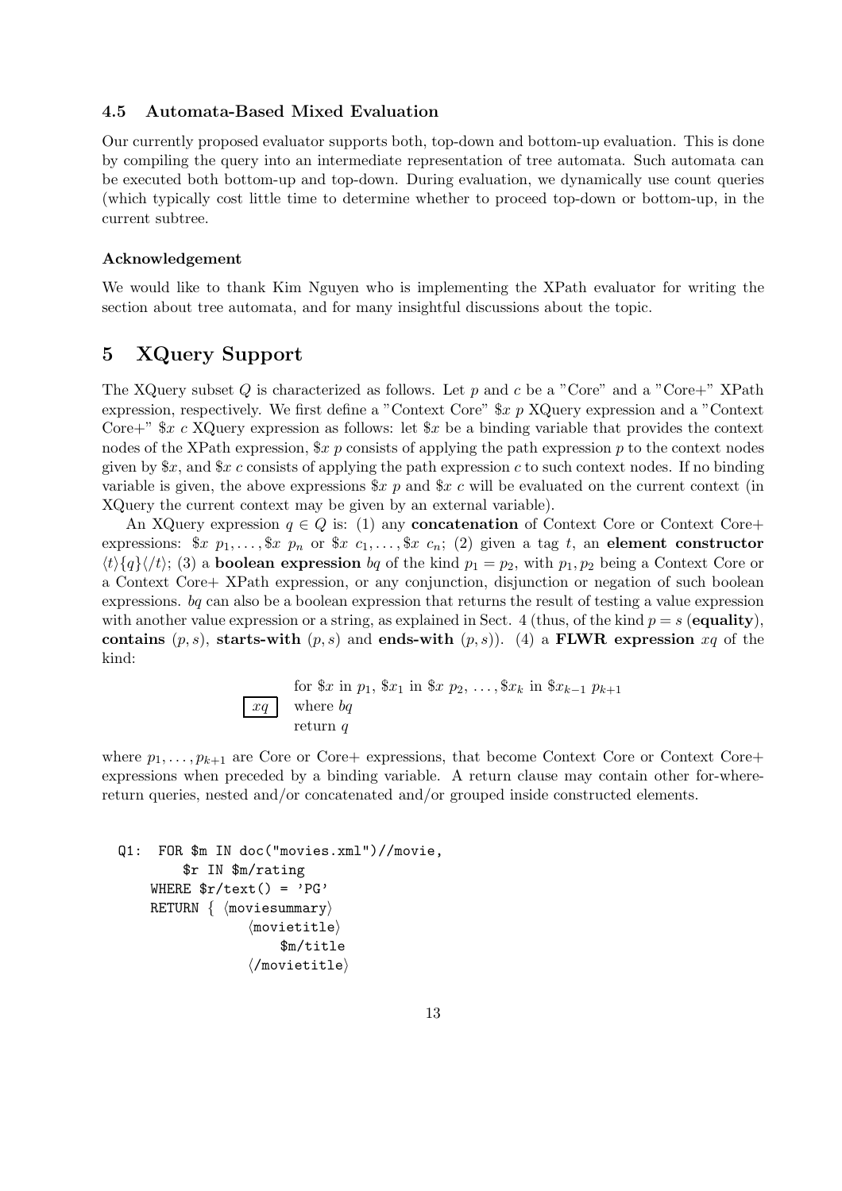### 4.5 Automata-Based Mixed Evaluation

Our currently proposed evaluator supports both, top-down and bottom-up evaluation. This is done by compiling the query into an intermediate representation of tree automata. Such automata can be executed both bottom-up and top-down. During evaluation, we dynamically use count queries (which typically cost little time to determine whether to proceed top-down or bottom-up, in the current subtree.

#### Acknowledgement

We would like to thank Kim Nguyen who is implementing the XPath evaluator for writing the section about tree automata, and for many insightful discussions about the topic.

## 5 XQuery Support

The XQuery subset $Q$ is characterized as follows. Let $p$ and $c$ be a "Core" and a "Core+" XPath expression, respectively. We first define a "Context Core" $\$x\ p$ XQuery expression and a "Context Core+" $\$x\ c$ XQuery expression as follows: let $\$x$ be a binding variable that provides the context nodes of the XPath expression, $\$x\ p$ consists of applying the path expression $p$ to the context nodes given by $\$x$, and $\$x\ c$ consists of applying the path expression $c$ to such context nodes. If no binding variable is given, the above expressions $\$x\ p$ and $\$x\ c$ will be evaluated on the current context (in XQuery the current context may be given by an external variable).

An XQuery expression $q \in Q$ is: (1) any **concatenation** of Context Core or Context Core+ expressions: $\$x\ p_1, \ldots, \$x\ p_n$ or $\$x\ c_1, \ldots, \$x\ c_n$; (2) given a tag $t$, an **element constructor** $\langle t \rangle \{q\} \langle /t \rangle$; (3) a **boolean expression** $bq$ of the kind $p_1 = p_2$, with $p_1, p_2$ being a Context Core or a Context Core+ XPath expression, or any conjunction, disjunction or negation of such boolean expressions. $bq$ can also be a boolean expression that returns the result of testing a value expression with another value expression or a string, as explained in Sect. 4 (thus, of the kind $p = s$ (**equality**), **contains** $(p, s)$, **starts-with** $(p, s)$ and **ends-with** $(p, s)$). (4) a **FLWR expression** $xq$ of the kind:

$$\boxed{xq}\quad \begin{array}{l} \text{for } \$x \text{ in } p_1,\ \$x_1 \text{ in } \$x\ p_2,\ \ldots, \$x_k \text{ in } \$x_{k-1}\ p_{k+1} \\ \text{where } bq \\ \text{return } q \end{array}$$

where $p_1, \ldots, p_{k+1}$ are Core or Core+ expressions, that become Context Core or Context Core+ expressions when preceded by a binding variable. A return clause may contain other for-where-return queries, nested and/or concatenated and/or grouped inside constructed elements.

```
Q1:  FOR $m IN doc("movies.xml")//movie,
         $r IN $m/rating
     WHERE $r/text() = 'PG'
     RETURN { ⟨moviesummary⟩
                ⟨movietitle⟩
                    $m/title
                ⟨/movietitle⟩
```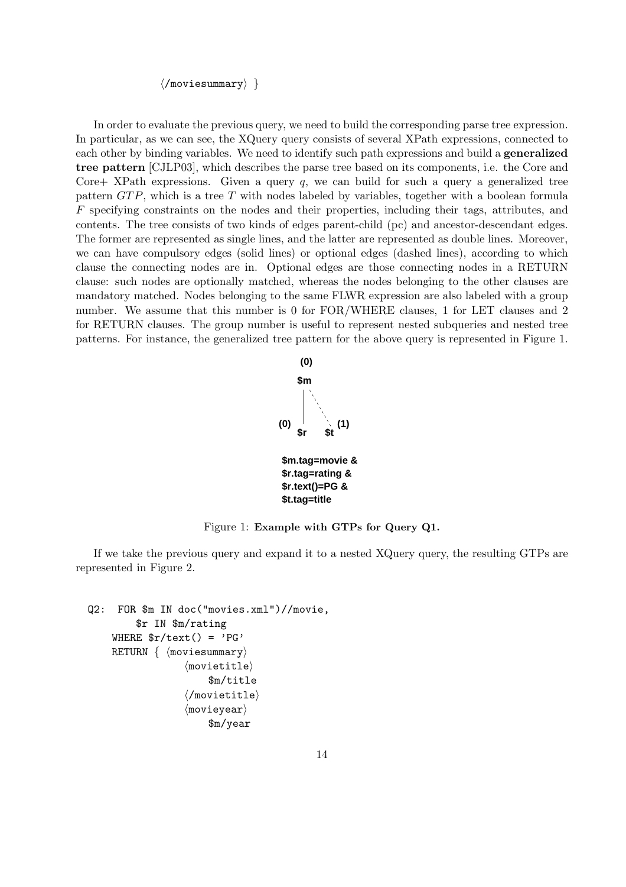```
⟨/moviesummary⟩ }
```

In order to evaluate the previous query, we need to build the corresponding parse tree expression. In particular, as we can see, the XQuery query consists of several XPath expressions, connected to each other by binding variables. We need to identify such path expressions and build a **generalized tree pattern** [CJLP03], which describes the parse tree based on its components, i.e. the Core and Core+ XPath expressions. Given a query $q$, we can build for such a query a generalized tree pattern $GTP$, which is a tree $T$ with nodes labeled by variables, together with a boolean formula $F$ specifying constraints on the nodes and their properties, including their tags, attributes, and contents. The tree consists of two kinds of edges parent-child (pc) and ancestor-descendant edges. The former are represented as single lines, and the latter are represented as double lines. Moreover, we can have compulsory edges (solid lines) or optional edges (dashed lines), according to which clause the connecting nodes are in. Optional edges are those connecting nodes in a RETURN clause: such nodes are optionally matched, whereas the nodes belonging to the other clauses are mandatory matched. Nodes belonging to the same FLWR expression are also labeled with a group number. We assume that this number is 0 for FOR/WHERE clauses, 1 for LET clauses and 2 for RETURN clauses. The group number is useful to represent nested subqueries and nested tree patterns. For instance, the generalized tree pattern for the above query is represented in Figure 1.

(0) $m

(0) $r    $t (1)

$m.tag=movie &
$r.tag=rating &
$r.text()=PG &
$t.tag=title

Figure 1: **Example with GTPs for Query Q1.**

If we take the previous query and expand it to a nested XQuery query, the resulting GTPs are represented in Figure 2.

```
Q2:  FOR $m IN doc("movies.xml")//movie,
         $r IN $m/rating
     WHERE $r/text() = 'PG'
     RETURN { ⟨moviesummary⟩
                ⟨movietitle⟩
                    $m/title
                ⟨/movietitle⟩
                ⟨movieyear⟩
                    $m/year
```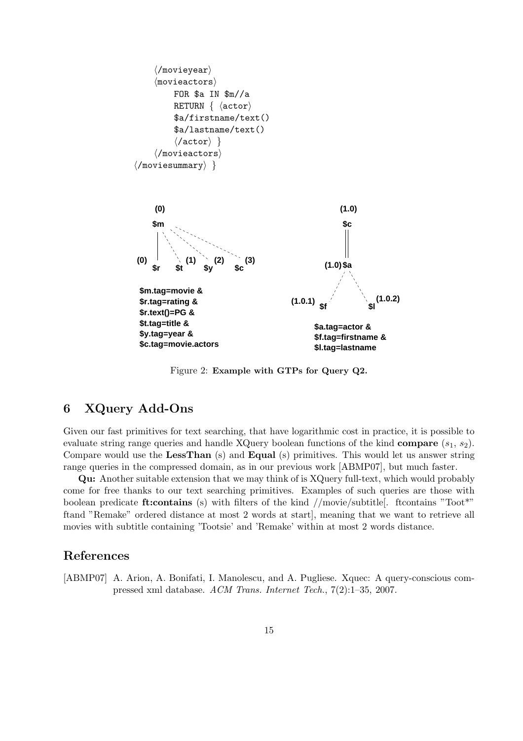```
    ⟨/movieyear⟩
    ⟨movieactors⟩
        FOR $a IN $m//a
        RETURN { ⟨actor⟩
        $a/firstname/text()
        $a/lastname/text()
        ⟨/actor⟩ }
    ⟨/movieactors⟩
⟨/moviesummary⟩ }
```

(0)
$m
(0) $r (1) $t (2) $y (3) $c

$m.tag=movie &
$r.tag=rating &
$r.text()=PG &
$t.tag=title &
$y.tag=year &
$c.tag=movie.actors

(1.0)
$c
(1.0) $a
(1.0.1) $f (1.0.2) $l

$a.tag=actor &
$f.tag=firstname &
$l.tag=lastname

Figure 2: **Example with GTPs for Query Q2.**

## 6 XQuery Add-Ons

Given our fast primitives for text searching, that have logarithmic cost in practice, it is possible to evaluate string range queries and handle XQuery boolean functions of the kind **compare** ($s_1$, $s_2$). Compare would use the **LessThan** (s) and **Equal** (s) primitives. This would let us answer string range queries in the compressed domain, as in our previous work [ABMP07], but much faster.

**Qu:** Another suitable extension that we may think of is XQuery full-text, which would probably come for free thanks to our text searching primitives. Examples of such queries are those with boolean predicate **ft:contains** (s) with filters of the kind //movie/subtitle[. ftcontains "Toot*" ftand "Remake" ordered distance at most 2 words at start], meaning that we want to retrieve all movies with subtitle containing 'Tootsie' and 'Remake' within at most 2 words distance.

## References

[ABMP07] A. Arion, A. Bonifati, I. Manolescu, and A. Pugliese. Xquec: A query-conscious compressed xml database. *ACM Trans. Internet Tech.*, 7(2):1–35, 2007.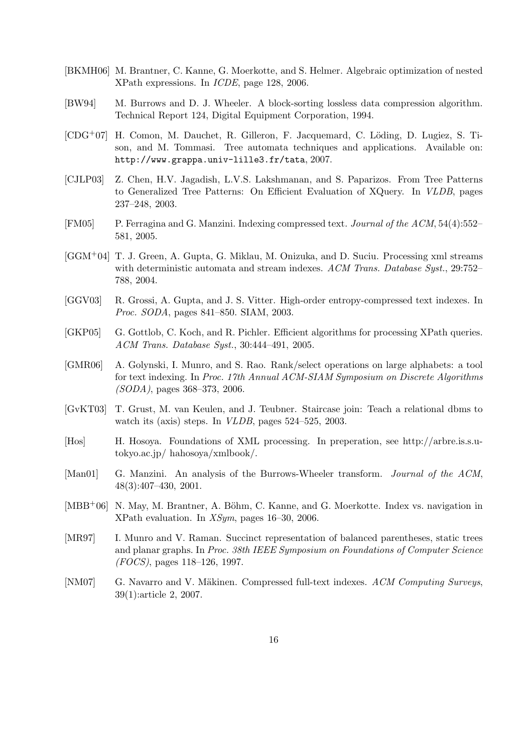[BKMH06] M. Brantner, C. Kanne, G. Moerkotte, and S. Helmer. Algebraic optimization of nested XPath expressions. In *ICDE*, page 128, 2006.

[BW94] M. Burrows and D. J. Wheeler. A block-sorting lossless data compression algorithm. Technical Report 124, Digital Equipment Corporation, 1994.

[CDG+07] H. Comon, M. Dauchet, R. Gilleron, F. Jacquemard, C. Löding, D. Lugiez, S. Tison, and M. Tommasi. Tree automata techniques and applications. Available on: `http://www.grappa.univ-lille3.fr/tata`, 2007.

[CJLP03] Z. Chen, H.V. Jagadish, L.V.S. Lakshmanan, and S. Paparizos. From Tree Patterns to Generalized Tree Patterns: On Efficient Evaluation of XQuery. In *VLDB*, pages 237–248, 2003.

[FM05] P. Ferragina and G. Manzini. Indexing compressed text. *Journal of the ACM*, 54(4):552–581, 2005.

[GGM+04] T. J. Green, A. Gupta, G. Miklau, M. Onizuka, and D. Suciu. Processing xml streams with deterministic automata and stream indexes. *ACM Trans. Database Syst.*, 29:752–788, 2004.

[GGV03] R. Grossi, A. Gupta, and J. S. Vitter. High-order entropy-compressed text indexes. In *Proc. SODA*, pages 841–850. SIAM, 2003.

[GKP05] G. Gottlob, C. Koch, and R. Pichler. Efficient algorithms for processing XPath queries. *ACM Trans. Database Syst.*, 30:444–491, 2005.

[GMR06] A. Golynski, I. Munro, and S. Rao. Rank/select operations on large alphabets: a tool for text indexing. In *Proc. 17th Annual ACM-SIAM Symposium on Discrete Algorithms (SODA)*, pages 368–373, 2006.

[GvKT03] T. Grust, M. van Keulen, and J. Teubner. Staircase join: Teach a relational dbms to watch its (axis) steps. In *VLDB*, pages 524–525, 2003.

[Hos] H. Hosoya. Foundations of XML processing. In preperation, see http://arbre.is.s.u-tokyo.ac.jp/ hahosoya/xmlbook/.

[Man01] G. Manzini. An analysis of the Burrows-Wheeler transform. *Journal of the ACM*, 48(3):407–430, 2001.

[MBB+06] N. May, M. Brantner, A. Böhm, C. Kanne, and G. Moerkotte. Index vs. navigation in XPath evaluation. In *XSym*, pages 16–30, 2006.

[MR97] I. Munro and V. Raman. Succinct representation of balanced parentheses, static trees and planar graphs. In *Proc. 38th IEEE Symposium on Foundations of Computer Science (FOCS)*, pages 118–126, 1997.

[NM07] G. Navarro and V. Mäkinen. Compressed full-text indexes. *ACM Computing Surveys*, 39(1):article 2, 2007.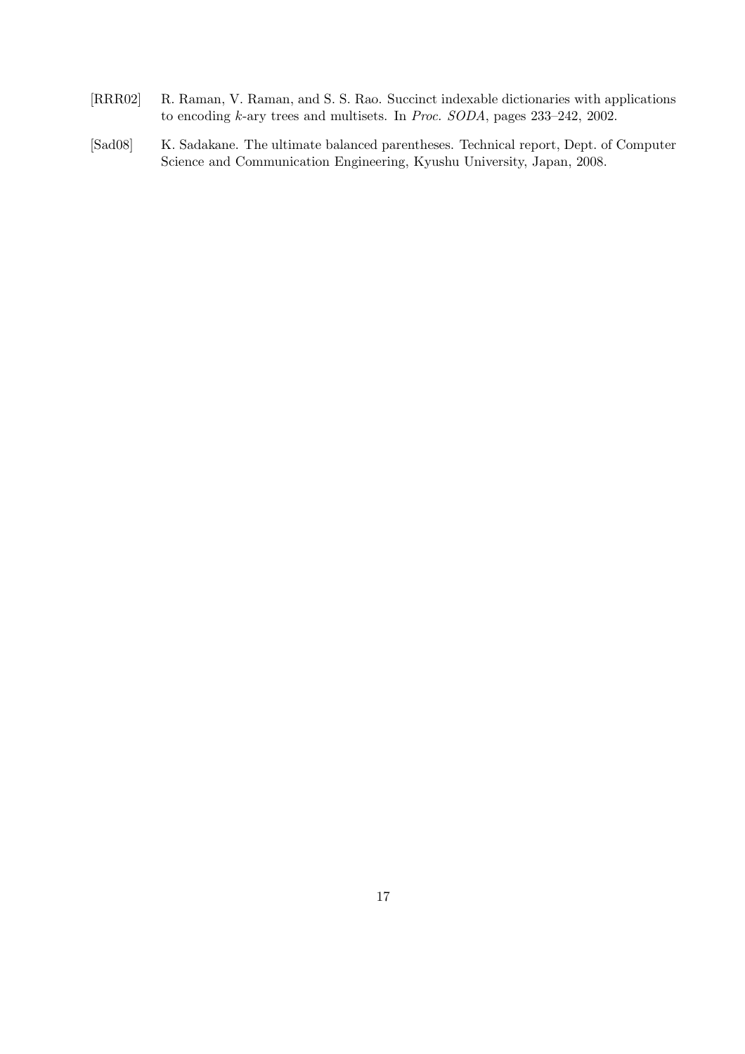[RRR02] R. Raman, V. Raman, and S. S. Rao. Succinct indexable dictionaries with applications to encoding $k$-ary trees and multisets. In *Proc. SODA*, pages 233–242, 2002.

[Sad08] K. Sadakane. The ultimate balanced parentheses. Technical report, Dept. of Computer Science and Communication Engineering, Kyushu University, Japan, 2008.